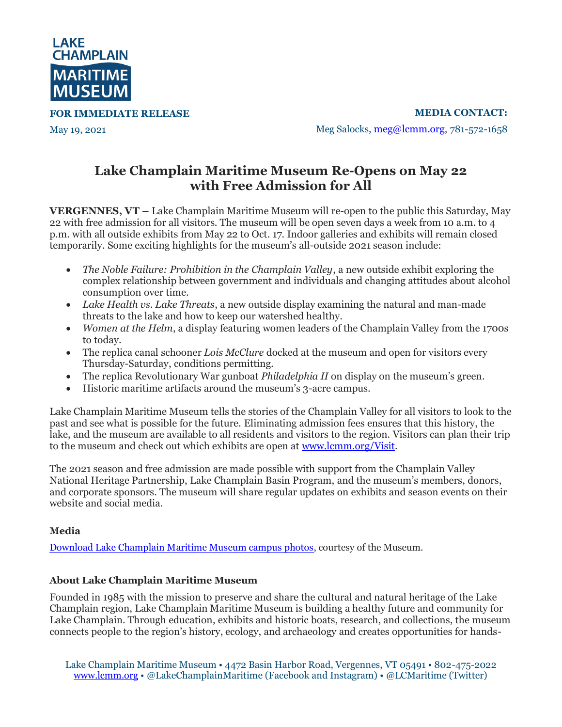LAKE CHAMPLAIN MARITIME MUSEUM

**FOR IMMEDIATE RELEASE**

May 19, 2021

**MEDIA CONTACT:**

Meg Salocks, meg@lcmm.org, 781-572-1658

# Lake Champlain Maritime Museum Re-Opens on May 22 with Free Admission for All

**VERGENNES, VT –** Lake Champlain Maritime Museum will re-open to the public this Saturday, May 22 with free admission for all visitors. The museum will be open seven days a week from 10 a.m. to 4 p.m. with all outside exhibits from May 22 to Oct. 17. Indoor galleries and exhibits will remain closed temporarily. Some exciting highlights for the museum's all-outside 2021 season include:

- *The Noble Failure: Prohibition in the Champlain Valley*, a new outside exhibit exploring the complex relationship between government and individuals and changing attitudes about alcohol consumption over time.
- *Lake Health vs. Lake Threats*, a new outside display examining the natural and man-made threats to the lake and how to keep our watershed healthy.
- *Women at the Helm*, a display featuring women leaders of the Champlain Valley from the 1700s to today.
- The replica canal schooner *Lois McClure* docked at the museum and open for visitors every Thursday-Saturday, conditions permitting.
- The replica Revolutionary War gunboat *Philadelphia II* on display on the museum's green.
- Historic maritime artifacts around the museum's 3-acre campus.

Lake Champlain Maritime Museum tells the stories of the Champlain Valley for all visitors to look to the past and see what is possible for the future. Eliminating admission fees ensures that this history, the lake, and the museum are available to all residents and visitors to the region. Visitors can plan their trip to the museum and check out which exhibits are open at www.lcmm.org/Visit.

The 2021 season and free admission are made possible with support from the Champlain Valley National Heritage Partnership, Lake Champlain Basin Program, and the museum's members, donors, and corporate sponsors. The museum will share regular updates on exhibits and season events on their website and social media.

**Media**

Download Lake Champlain Maritime Museum campus photos, courtesy of the Museum.

**About Lake Champlain Maritime Museum**

Founded in 1985 with the mission to preserve and share the cultural and natural heritage of the Lake Champlain region, Lake Champlain Maritime Museum is building a healthy future and community for Lake Champlain. Through education, exhibits and historic boats, research, and collections, the museum connects people to the region's history, ecology, and archaeology and creates opportunities for hands-

Lake Champlain Maritime Museum • 4472 Basin Harbor Road, Vergennes, VT 05491 • 802-475-2022
www.lcmm.org • @LakeChamplainMaritime (Facebook and Instagram) • @LCMaritime (Twitter)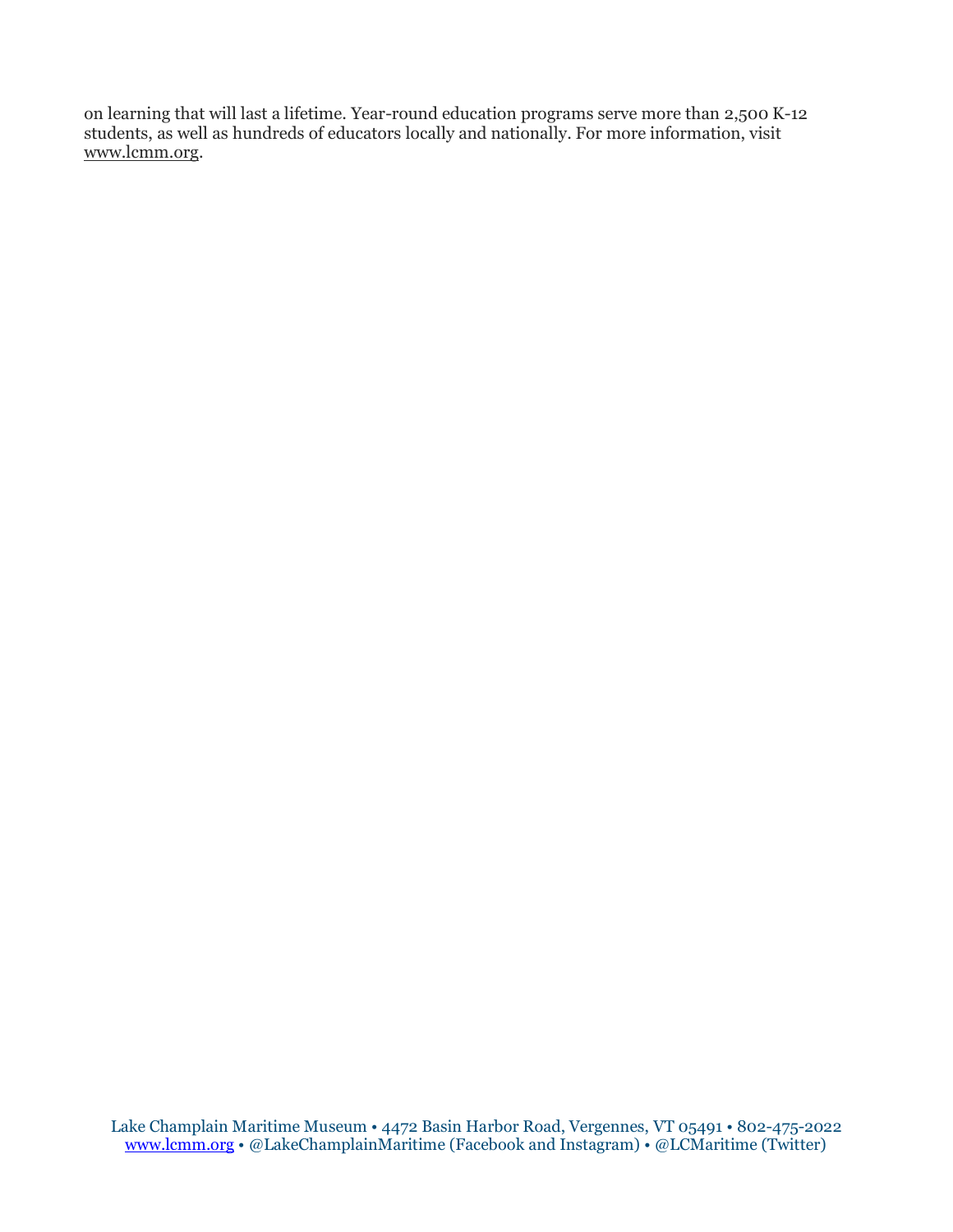on learning that will last a lifetime. Year-round education programs serve more than 2,500 K-12 students, as well as hundreds of educators locally and nationally. For more information, visit www.lcmm.org.